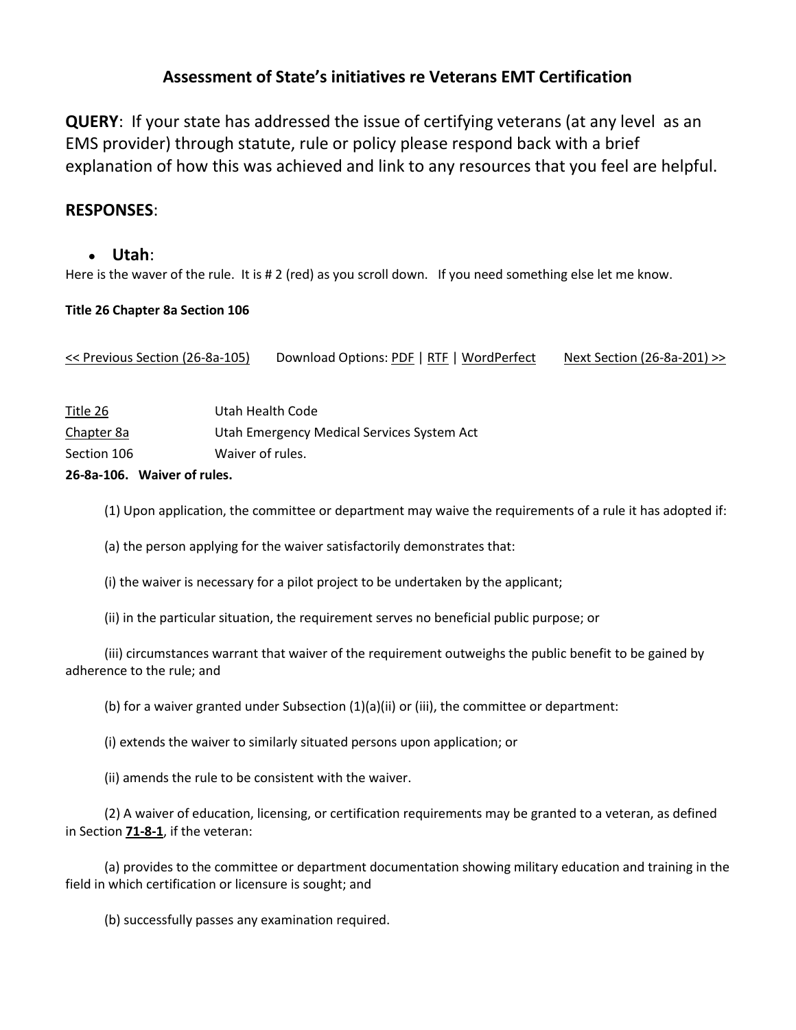# Assessment of State's initiatives re Veterans EMT Certification

**QUERY**: If your state has addressed the issue of certifying veterans (at any level as an EMS provider) through statute, rule or policy please respond back with a brief explanation of how this was achieved and link to any resources that you feel are helpful.

## RESPONSES:

- **Utah**:

Here is the waver of the rule. It is # 2 (red) as you scroll down. If you need something else let me know.

**Title 26 Chapter 8a Section 106**

<< Previous Section (26-8a-105)  Download Options: PDF | RTF | WordPerfect  Next Section (26-8a-201) >>

| | |
|---|---|
| Title 26 | Utah Health Code |
| Chapter 8a | Utah Emergency Medical Services System Act |
| Section 106 | Waiver of rules. |

**26-8a-106. Waiver of rules.**

(1) Upon application, the committee or department may waive the requirements of a rule it has adopted if:

(a) the person applying for the waiver satisfactorily demonstrates that:

(i) the waiver is necessary for a pilot project to be undertaken by the applicant;

(ii) in the particular situation, the requirement serves no beneficial public purpose; or

(iii) circumstances warrant that waiver of the requirement outweighs the public benefit to be gained by adherence to the rule; and

(b) for a waiver granted under Subsection (1)(a)(ii) or (iii), the committee or department:

(i) extends the waiver to similarly situated persons upon application; or

(ii) amends the rule to be consistent with the waiver.

(2) A waiver of education, licensing, or certification requirements may be granted to a veteran, as defined in Section **71-8-1**, if the veteran:

(a) provides to the committee or department documentation showing military education and training in the field in which certification or licensure is sought; and

(b) successfully passes any examination required.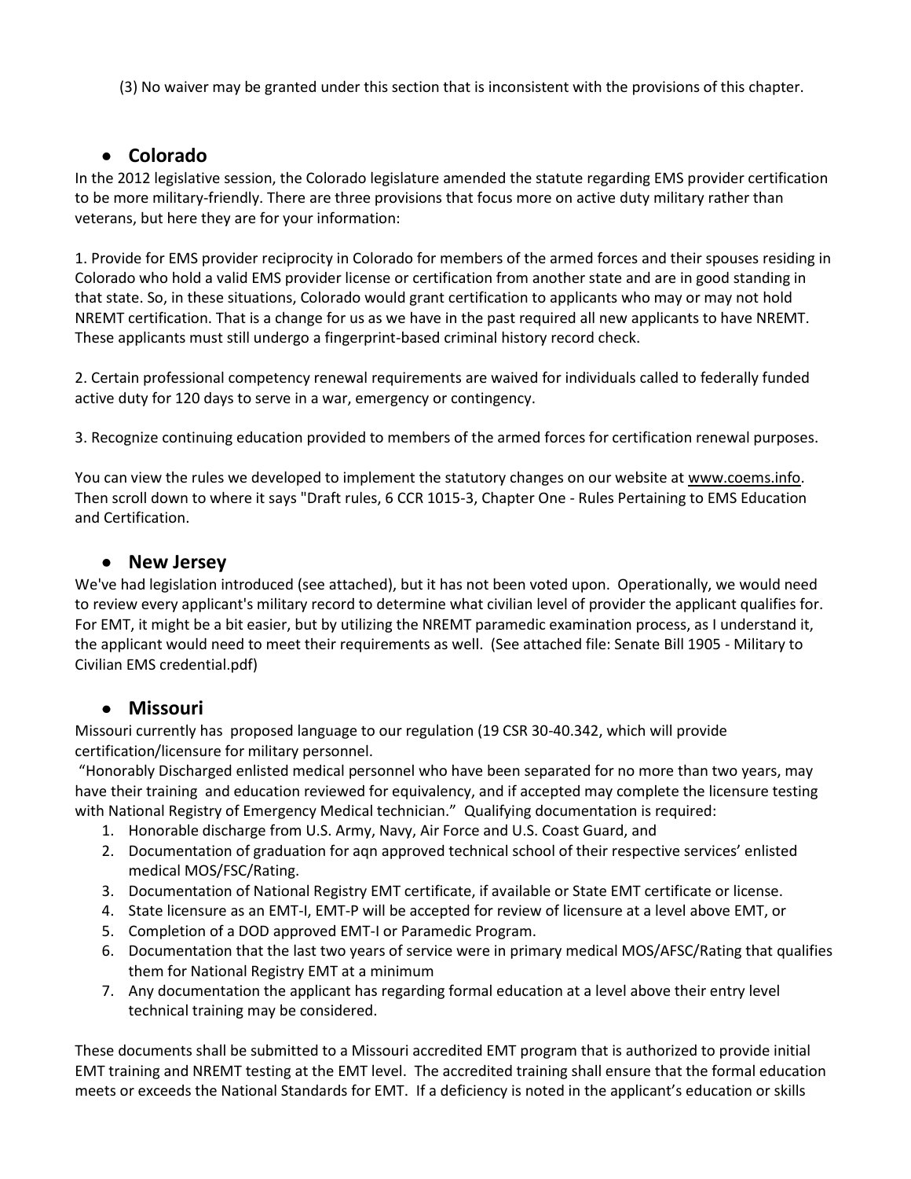(3) No waiver may be granted under this section that is inconsistent with the provisions of this chapter.

- ## Colorado

In the 2012 legislative session, the Colorado legislature amended the statute regarding EMS provider certification to be more military-friendly. There are three provisions that focus more on active duty military rather than veterans, but here they are for your information:

1. Provide for EMS provider reciprocity in Colorado for members of the armed forces and their spouses residing in Colorado who hold a valid EMS provider license or certification from another state and are in good standing in that state. So, in these situations, Colorado would grant certification to applicants who may or may not hold NREMT certification. That is a change for us as we have in the past required all new applicants to have NREMT. These applicants must still undergo a fingerprint-based criminal history record check.

2. Certain professional competency renewal requirements are waived for individuals called to federally funded active duty for 120 days to serve in a war, emergency or contingency.

3. Recognize continuing education provided to members of the armed forces for certification renewal purposes.

You can view the rules we developed to implement the statutory changes on our website at www.coems.info. Then scroll down to where it says "Draft rules, 6 CCR 1015-3, Chapter One - Rules Pertaining to EMS Education and Certification.

- ## New Jersey

We've had legislation introduced (see attached), but it has not been voted upon. Operationally, we would need to review every applicant's military record to determine what civilian level of provider the applicant qualifies for. For EMT, it might be a bit easier, but by utilizing the NREMT paramedic examination process, as I understand it, the applicant would need to meet their requirements as well. (See attached file: Senate Bill 1905 - Military to Civilian EMS credential.pdf)

- ## Missouri

Missouri currently has proposed language to our regulation (19 CSR 30-40.342, which will provide certification/licensure for military personnel.

"Honorably Discharged enlisted medical personnel who have been separated for no more than two years, may have their training and education reviewed for equivalency, and if accepted may complete the licensure testing with National Registry of Emergency Medical technician." Qualifying documentation is required:

1. Honorable discharge from U.S. Army, Navy, Air Force and U.S. Coast Guard, and
2. Documentation of graduation for aqn approved technical school of their respective services' enlisted medical MOS/FSC/Rating.
3. Documentation of National Registry EMT certificate, if available or State EMT certificate or license.
4. State licensure as an EMT-I, EMT-P will be accepted for review of licensure at a level above EMT, or
5. Completion of a DOD approved EMT-I or Paramedic Program.
6. Documentation that the last two years of service were in primary medical MOS/AFSC/Rating that qualifies them for National Registry EMT at a minimum
7. Any documentation the applicant has regarding formal education at a level above their entry level technical training may be considered.

These documents shall be submitted to a Missouri accredited EMT program that is authorized to provide initial EMT training and NREMT testing at the EMT level. The accredited training shall ensure that the formal education meets or exceeds the National Standards for EMT. If a deficiency is noted in the applicant's education or skills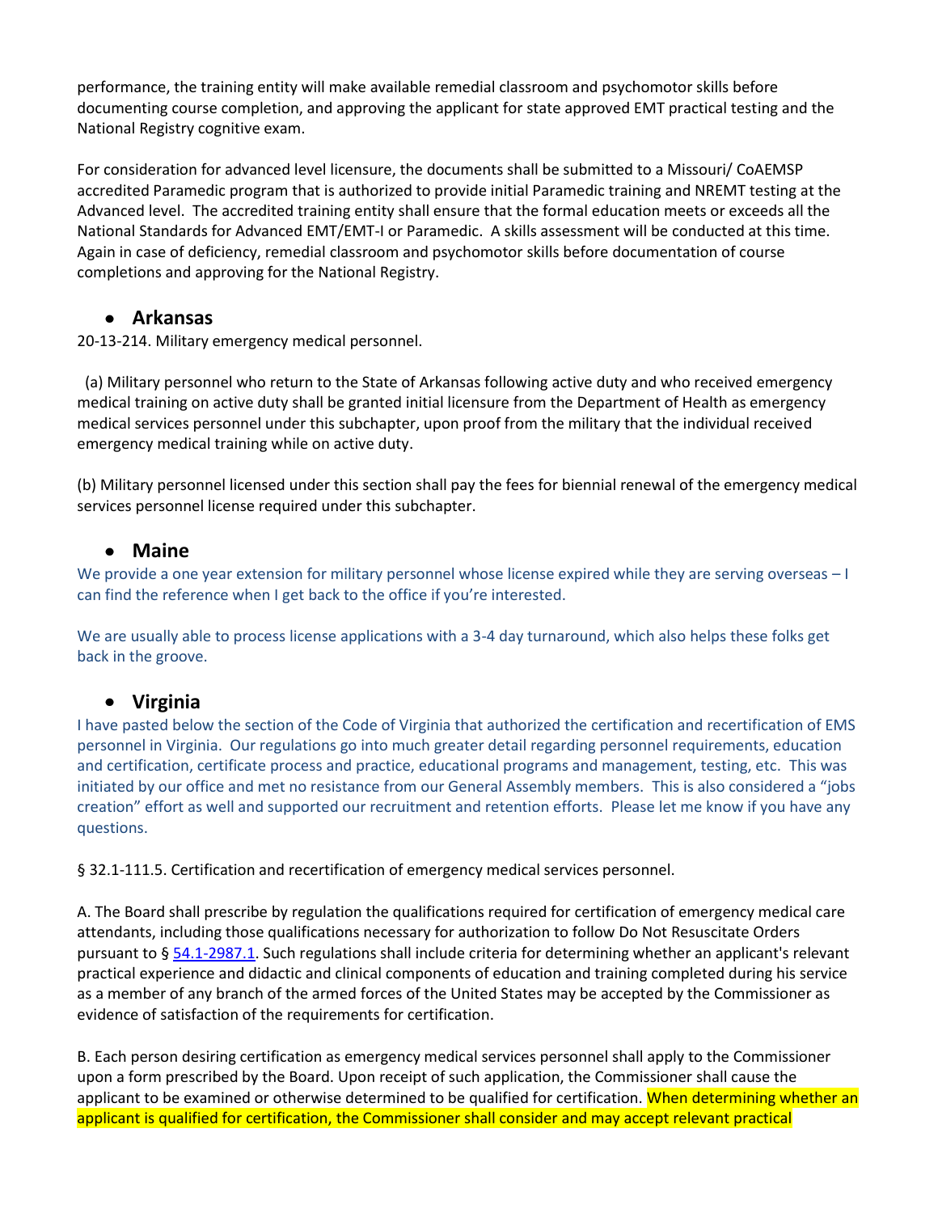performance, the training entity will make available remedial classroom and psychomotor skills before documenting course completion, and approving the applicant for state approved EMT practical testing and the National Registry cognitive exam.

For consideration for advanced level licensure, the documents shall be submitted to a Missouri/ CoAEMSP accredited Paramedic program that is authorized to provide initial Paramedic training and NREMT testing at the Advanced level. The accredited training entity shall ensure that the formal education meets or exceeds all the National Standards for Advanced EMT/EMT-I or Paramedic. A skills assessment will be conducted at this time. Again in case of deficiency, remedial classroom and psychomotor skills before documentation of course completions and approving for the National Registry.

- **Arkansas**

20-13-214. Military emergency medical personnel.

(a) Military personnel who return to the State of Arkansas following active duty and who received emergency medical training on active duty shall be granted initial licensure from the Department of Health as emergency medical services personnel under this subchapter, upon proof from the military that the individual received emergency medical training while on active duty.

(b) Military personnel licensed under this section shall pay the fees for biennial renewal of the emergency medical services personnel license required under this subchapter.

- **Maine**

We provide a one year extension for military personnel whose license expired while they are serving overseas – I can find the reference when I get back to the office if you're interested.

We are usually able to process license applications with a 3-4 day turnaround, which also helps these folks get back in the groove.

- **Virginia**

I have pasted below the section of the Code of Virginia that authorized the certification and recertification of EMS personnel in Virginia. Our regulations go into much greater detail regarding personnel requirements, education and certification, certificate process and practice, educational programs and management, testing, etc. This was initiated by our office and met no resistance from our General Assembly members. This is also considered a "jobs creation" effort as well and supported our recruitment and retention efforts. Please let me know if you have any questions.

§ 32.1-111.5. Certification and recertification of emergency medical services personnel.

A. The Board shall prescribe by regulation the qualifications required for certification of emergency medical care attendants, including those qualifications necessary for authorization to follow Do Not Resuscitate Orders pursuant to § 54.1-2987.1. Such regulations shall include criteria for determining whether an applicant's relevant practical experience and didactic and clinical components of education and training completed during his service as a member of any branch of the armed forces of the United States may be accepted by the Commissioner as evidence of satisfaction of the requirements for certification.

B. Each person desiring certification as emergency medical services personnel shall apply to the Commissioner upon a form prescribed by the Board. Upon receipt of such application, the Commissioner shall cause the applicant to be examined or otherwise determined to be qualified for certification. When determining whether an applicant is qualified for certification, the Commissioner shall consider and may accept relevant practical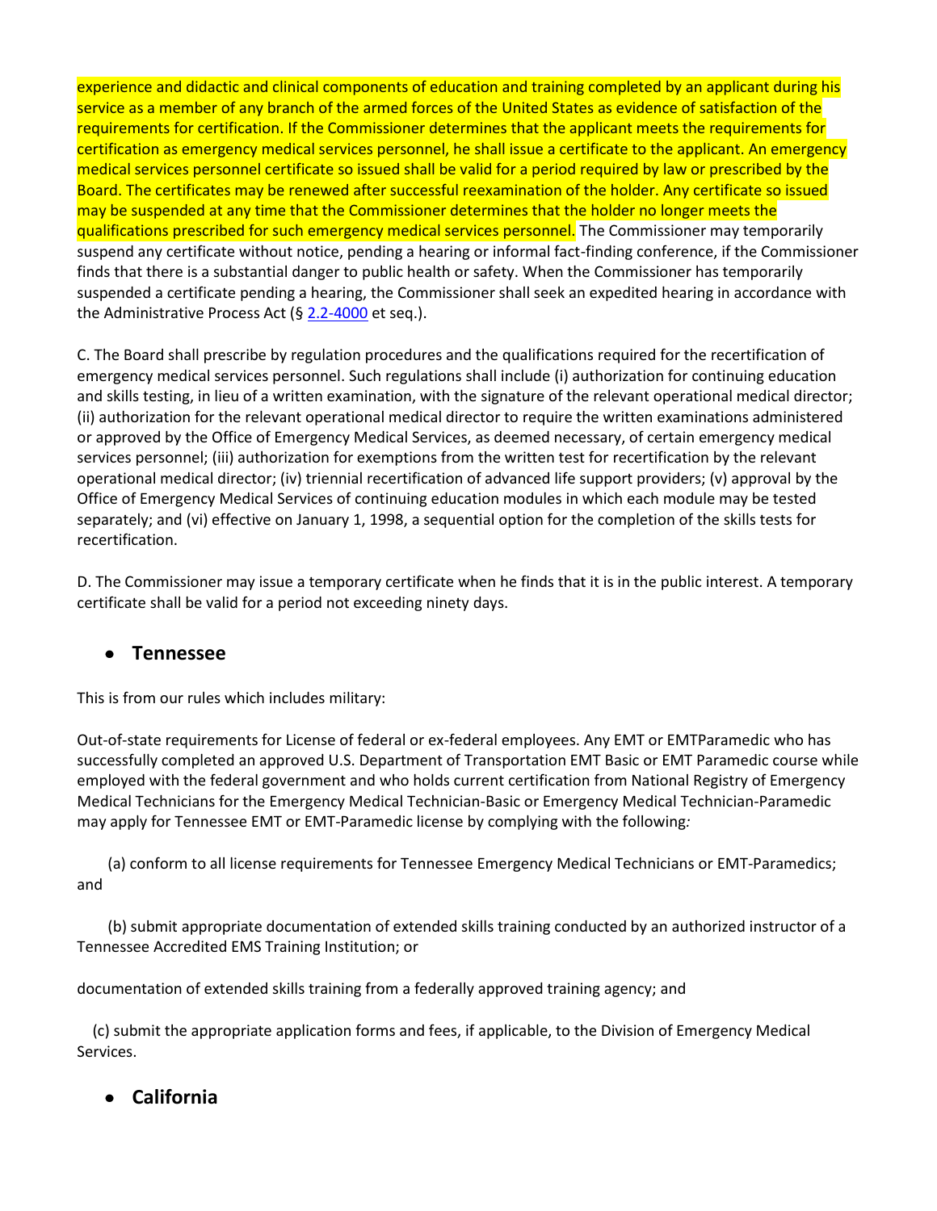experience and didactic and clinical components of education and training completed by an applicant during his service as a member of any branch of the armed forces of the United States as evidence of satisfaction of the requirements for certification. If the Commissioner determines that the applicant meets the requirements for certification as emergency medical services personnel, he shall issue a certificate to the applicant. An emergency medical services personnel certificate so issued shall be valid for a period required by law or prescribed by the Board. The certificates may be renewed after successful reexamination of the holder. Any certificate so issued may be suspended at any time that the Commissioner determines that the holder no longer meets the qualifications prescribed for such emergency medical services personnel. The Commissioner may temporarily suspend any certificate without notice, pending a hearing or informal fact-finding conference, if the Commissioner finds that there is a substantial danger to public health or safety. When the Commissioner has temporarily suspended a certificate pending a hearing, the Commissioner shall seek an expedited hearing in accordance with the Administrative Process Act (§ 2.2-4000 et seq.).

C. The Board shall prescribe by regulation procedures and the qualifications required for the recertification of emergency medical services personnel. Such regulations shall include (i) authorization for continuing education and skills testing, in lieu of a written examination, with the signature of the relevant operational medical director; (ii) authorization for the relevant operational medical director to require the written examinations administered or approved by the Office of Emergency Medical Services, as deemed necessary, of certain emergency medical services personnel; (iii) authorization for exemptions from the written test for recertification by the relevant operational medical director; (iv) triennial recertification of advanced life support providers; (v) approval by the Office of Emergency Medical Services of continuing education modules in which each module may be tested separately; and (vi) effective on January 1, 1998, a sequential option for the completion of the skills tests for recertification.

D. The Commissioner may issue a temporary certificate when he finds that it is in the public interest. A temporary certificate shall be valid for a period not exceeding ninety days.

- **Tennessee**

This is from our rules which includes military:

Out-of-state requirements for License of federal or ex-federal employees. Any EMT or EMTParamedic who has successfully completed an approved U.S. Department of Transportation EMT Basic or EMT Paramedic course while employed with the federal government and who holds current certification from National Registry of Emergency Medical Technicians for the Emergency Medical Technician-Basic or Emergency Medical Technician-Paramedic may apply for Tennessee EMT or EMT-Paramedic license by complying with the following:

(a) conform to all license requirements for Tennessee Emergency Medical Technicians or EMT-Paramedics; and

(b) submit appropriate documentation of extended skills training conducted by an authorized instructor of a Tennessee Accredited EMS Training Institution; or

documentation of extended skills training from a federally approved training agency; and

(c) submit the appropriate application forms and fees, if applicable, to the Division of Emergency Medical Services.

- **California**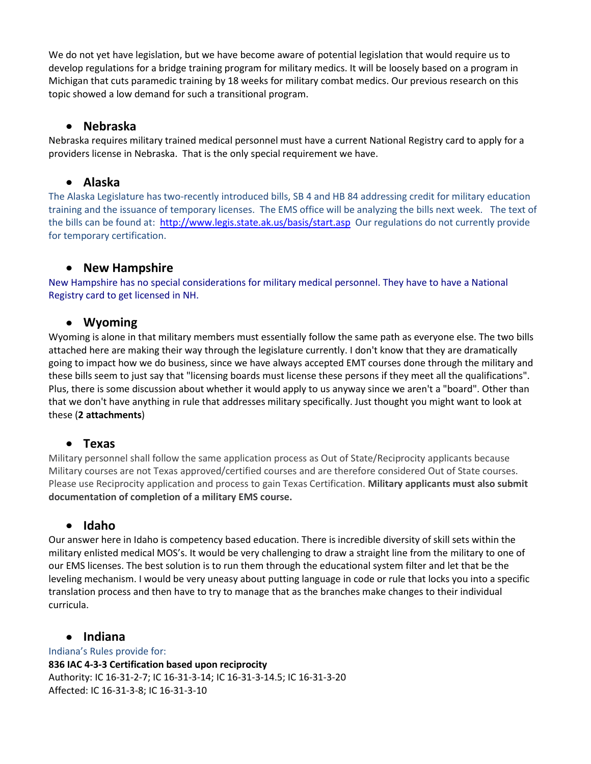We do not yet have legislation, but we have become aware of potential legislation that would require us to develop regulations for a bridge training program for military medics. It will be loosely based on a program in Michigan that cuts paramedic training by 18 weeks for military combat medics. Our previous research on this topic showed a low demand for such a transitional program.

- **Nebraska**

Nebraska requires military trained medical personnel must have a current National Registry card to apply for a providers license in Nebraska. That is the only special requirement we have.

- **Alaska**

The Alaska Legislature has two-recently introduced bills, SB 4 and HB 84 addressing credit for military education training and the issuance of temporary licenses. The EMS office will be analyzing the bills next week. The text of the bills can be found at: http://www.legis.state.ak.us/basis/start.asp Our regulations do not currently provide for temporary certification.

- **New Hampshire**

New Hampshire has no special considerations for military medical personnel. They have to have a National Registry card to get licensed in NH.

- **Wyoming**

Wyoming is alone in that military members must essentially follow the same path as everyone else. The two bills attached here are making their way through the legislature currently. I don't know that they are dramatically going to impact how we do business, since we have always accepted EMT courses done through the military and these bills seem to just say that "licensing boards must license these persons if they meet all the qualifications". Plus, there is some discussion about whether it would apply to us anyway since we aren't a "board". Other than that we don't have anything in rule that addresses military specifically. Just thought you might want to look at these (**2 attachments**)

- **Texas**

Military personnel shall follow the same application process as Out of State/Reciprocity applicants because Military courses are not Texas approved/certified courses and are therefore considered Out of State courses. Please use Reciprocity application and process to gain Texas Certification. **Military applicants must also submit documentation of completion of a military EMS course.**

- **Idaho**

Our answer here in Idaho is competency based education. There is incredible diversity of skill sets within the military enlisted medical MOS's. It would be very challenging to draw a straight line from the military to one of our EMS licenses. The best solution is to run them through the educational system filter and let that be the leveling mechanism. I would be very uneasy about putting language in code or rule that locks you into a specific translation process and then have to try to manage that as the branches make changes to their individual curricula.

- **Indiana**

Indiana's Rules provide for:

**836 IAC 4-3-3 Certification based upon reciprocity**
Authority: IC 16-31-2-7; IC 16-31-3-14; IC 16-31-3-14.5; IC 16-31-3-20
Affected: IC 16-31-3-8; IC 16-31-3-10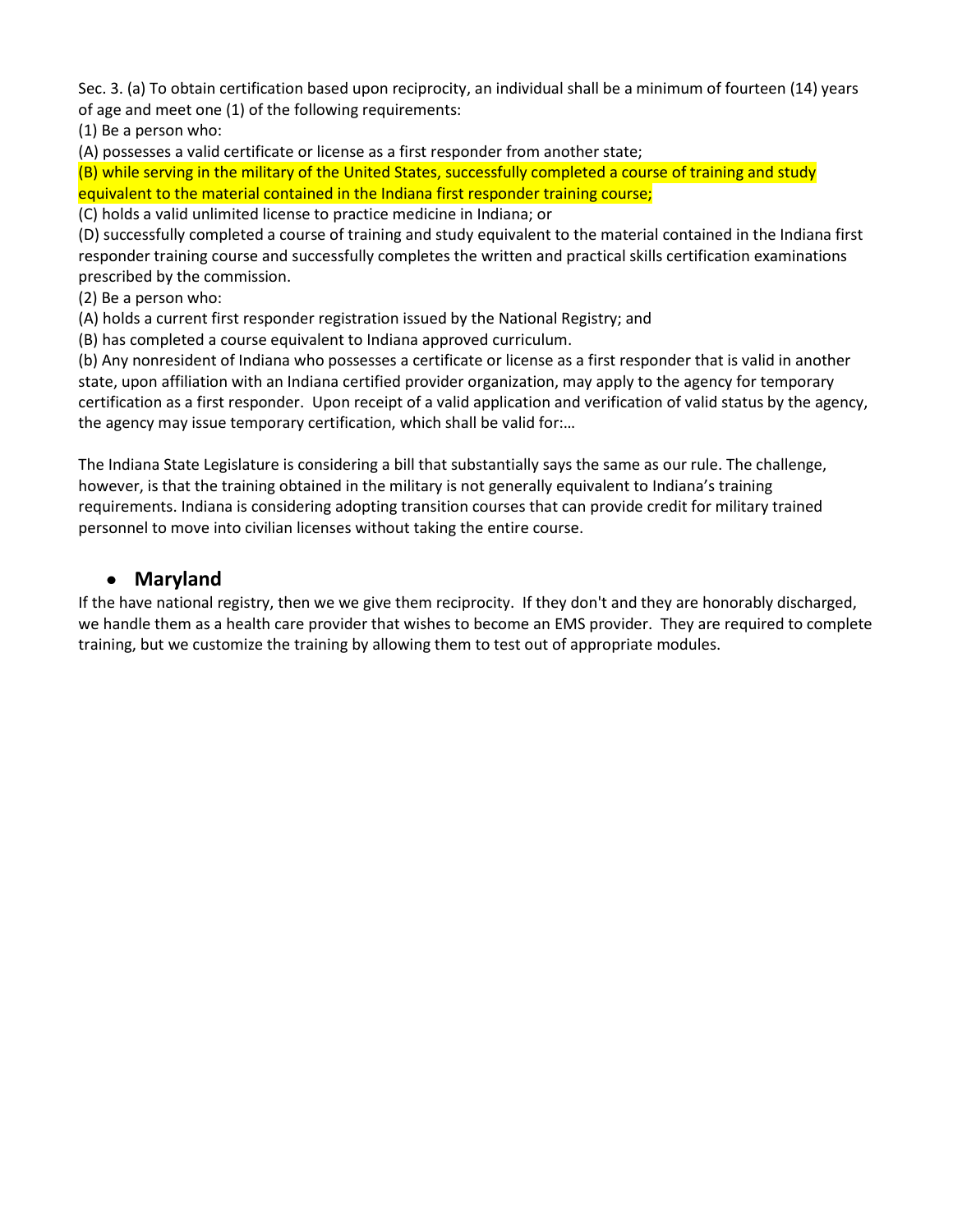Sec. 3. (a) To obtain certification based upon reciprocity, an individual shall be a minimum of fourteen (14) years of age and meet one (1) of the following requirements:

(1) Be a person who:

(A) possesses a valid certificate or license as a first responder from another state;

(B) while serving in the military of the United States, successfully completed a course of training and study equivalent to the material contained in the Indiana first responder training course;

(C) holds a valid unlimited license to practice medicine in Indiana; or

(D) successfully completed a course of training and study equivalent to the material contained in the Indiana first responder training course and successfully completes the written and practical skills certification examinations prescribed by the commission.

(2) Be a person who:

(A) holds a current first responder registration issued by the National Registry; and

(B) has completed a course equivalent to Indiana approved curriculum.

(b) Any nonresident of Indiana who possesses a certificate or license as a first responder that is valid in another state, upon affiliation with an Indiana certified provider organization, may apply to the agency for temporary certification as a first responder. Upon receipt of a valid application and verification of valid status by the agency, the agency may issue temporary certification, which shall be valid for:…

The Indiana State Legislature is considering a bill that substantially says the same as our rule. The challenge, however, is that the training obtained in the military is not generally equivalent to Indiana's training requirements. Indiana is considering adopting transition courses that can provide credit for military trained personnel to move into civilian licenses without taking the entire course.

- **Maryland**

If the have national registry, then we we give them reciprocity. If they don't and they are honorably discharged, we handle them as a health care provider that wishes to become an EMS provider. They are required to complete training, but we customize the training by allowing them to test out of appropriate modules.